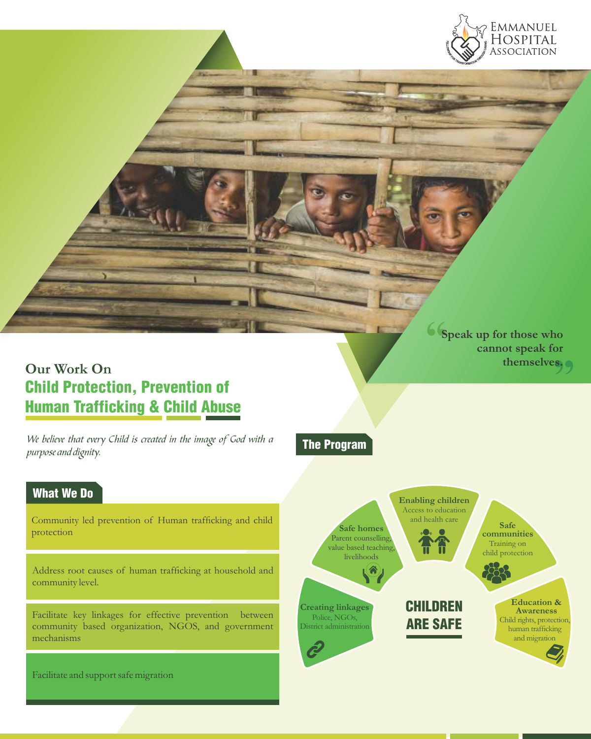Emmanuel Hospital Association

> "Speak up for those who cannot speak for themselves."

## Our Work On

# Child Protection, Prevention of Human Trafficking & Child Abuse

*We believe that every Child is created in the image of God with a purpose and dignity.*

### What We Do

- Community led prevention of Human trafficking and child protection
- Address root causes of human trafficking at household and community level.
- Facilitate key linkages for effective prevention between community based organization, NGOS, and government mechanisms
- Facilitate and support safe migration

### The Program

**Creating linkages**
Police, NGOs, District administration

**Safe homes**
Parent counselling, value based teaching, livelihoods

**Enabling children**
Access to education and health care

**Safe communities**
Training on child protection

**Education & Awareness**
Child rights, protection, human trafficking and migration

**CHILDREN ARE SAFE**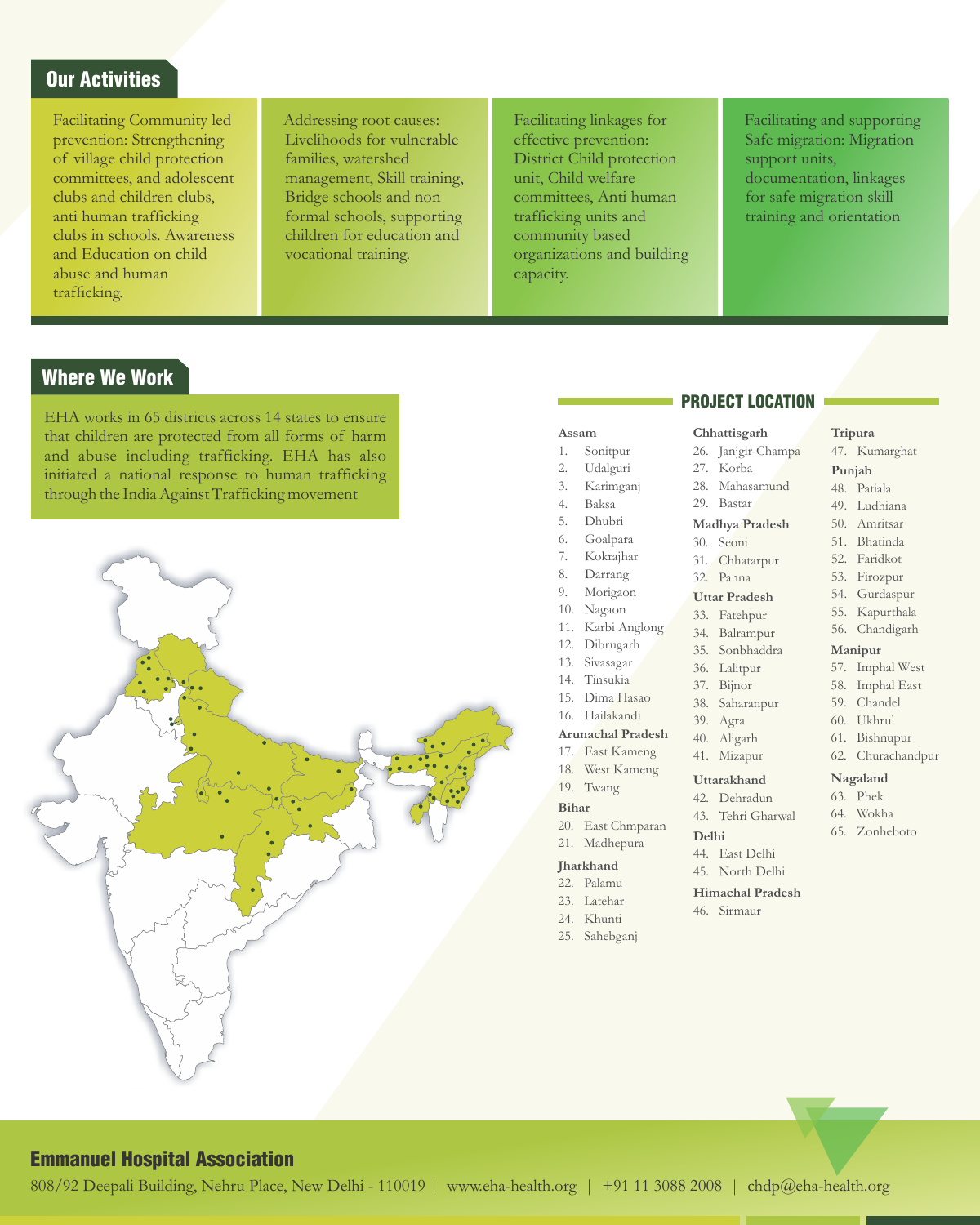## Our Activities

Facilitating Community led prevention: Strengthening of village child protection committees, and adolescent clubs and children clubs, anti human trafficking clubs in schools. Awareness and Education on child abuse and human trafficking.

Addressing root causes: Livelihoods for vulnerable families, watershed management, Skill training, Bridge schools and non formal schools, supporting children for education and vocational training.

Facilitating linkages for effective prevention: District Child protection unit, Child welfare committees, Anti human trafficking units and community based organizations and building capacity.

Facilitating and supporting Safe migration: Migration support units, documentation, linkages for safe migration skill training and orientation

## Where We Work

EHA works in 65 districts across 14 states to ensure that children are protected from all forms of harm and abuse including trafficking. EHA has also initiated a national response to human trafficking through the India Against Trafficking movement

### PROJECT LOCATION

**Assam**

1. Sonitpur
2. Udalguri
3. Karimganj
4. Baksa
5. Dhubri
6. Goalpara
7. Kokrajhar
8. Darrang
9. Morigaon
10. Nagaon
11. Karbi Anglong
12. Dibrugarh
13. Sivasagar
14. Tinsukia
15. Dima Hasao
16. Hailakandi

**Arunachal Pradesh**

17. East Kameng
18. West Kameng
19. Twang

**Bihar**

20. East Chmparan
21. Madhepura

**Jharkhand**

22. Palamu
23. Latehar
24. Khunti
25. Sahebganj

**Chhattisgarh**

26. Janjgir-Champa
27. Korba
28. Mahasamund
29. Bastar

**Madhya Pradesh**

30. Seoni
31. Chhatarpur
32. Panna

**Uttar Pradesh**

33. Fatehpur
34. Balrampur
35. Sonbhaddra
36. Lalitpur
37. Bijnor
38. Saharanpur
39. Agra
40. Aligarh
41. Mizapur

**Uttarakhand**

42. Dehradun
43. Tehri Gharwal

**Delhi**

44. East Delhi
45. North Delhi

**Himachal Pradesh**

46. Sirmaur

**Tripura**

47. Kumarghat

**Punjab**

48. Patiala
49. Ludhiana
50. Amritsar
51. Bhatinda
52. Faridkot
53. Firozpur
54. Gurdaspur
55. Kapurthala
56. Chandigarh

**Manipur**

57. Imphal West
58. Imphal East
59. Chandel
60. Ukhrul
61. Bishnupur
62. Churachandpur

**Nagaland**

63. Phek
64. Wokha
65. Zonheboto

## Emmanuel Hospital Association

808/92 Deepali Building, Nehru Place, New Delhi - 110019 | www.eha-health.org | +91 11 3088 2008 | chdp@eha-health.org